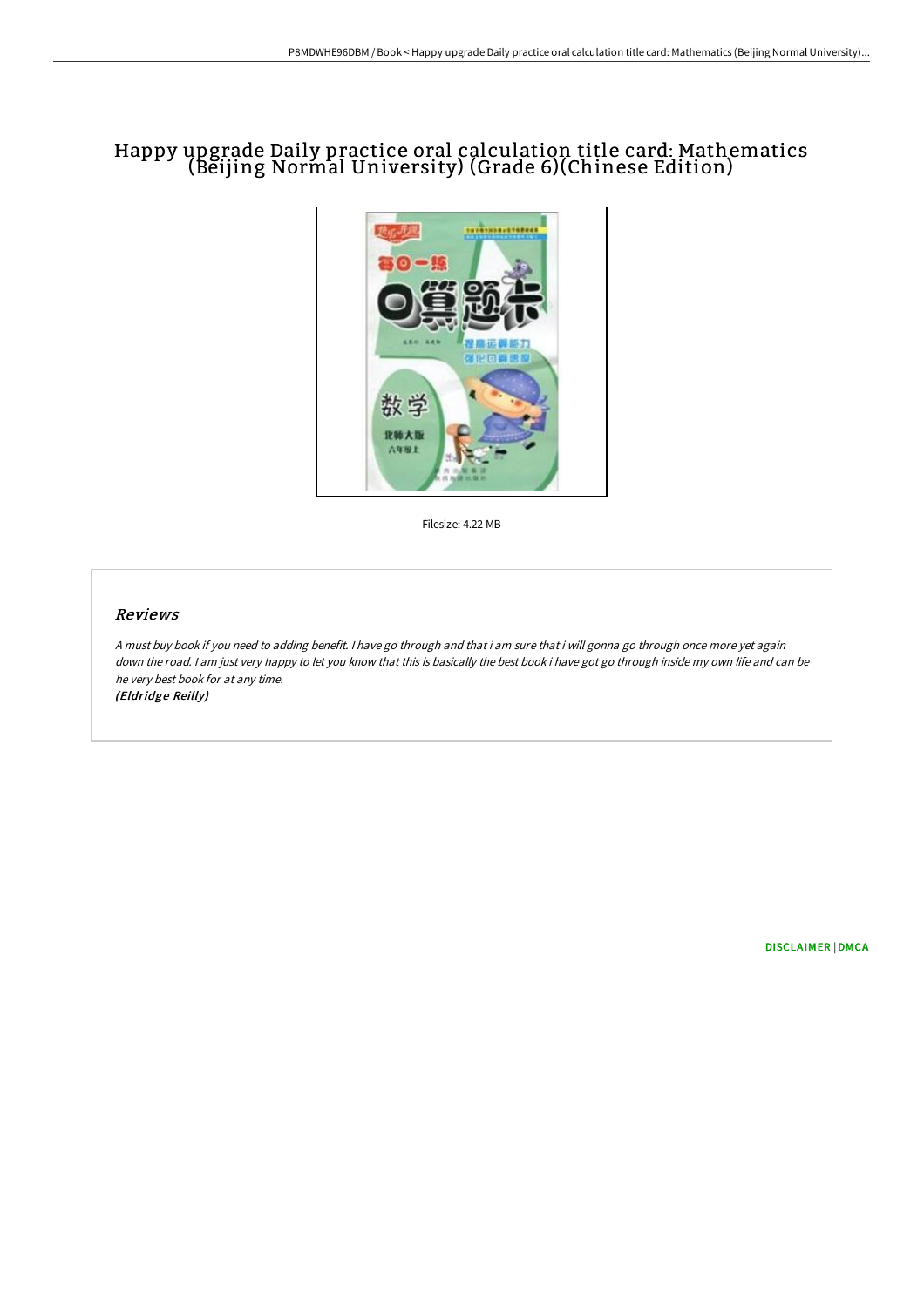# Happy upgrade Daily practice oral calculation title card: Mathematics (Beijing Normal University) (Grade 6)(Chinese Edition)

Filesize: 4.22 MB

## Reviews

*A must buy book if you need to adding benefit. I have go through and that i am sure that i will gonna go through once more yet again down the road. I am just very happy to let you know that this is basically the best book i have got go through inside my own life and can be he very best book for at any time.*

*(Eldridge Reilly)*

DISCLAIMER | DMCA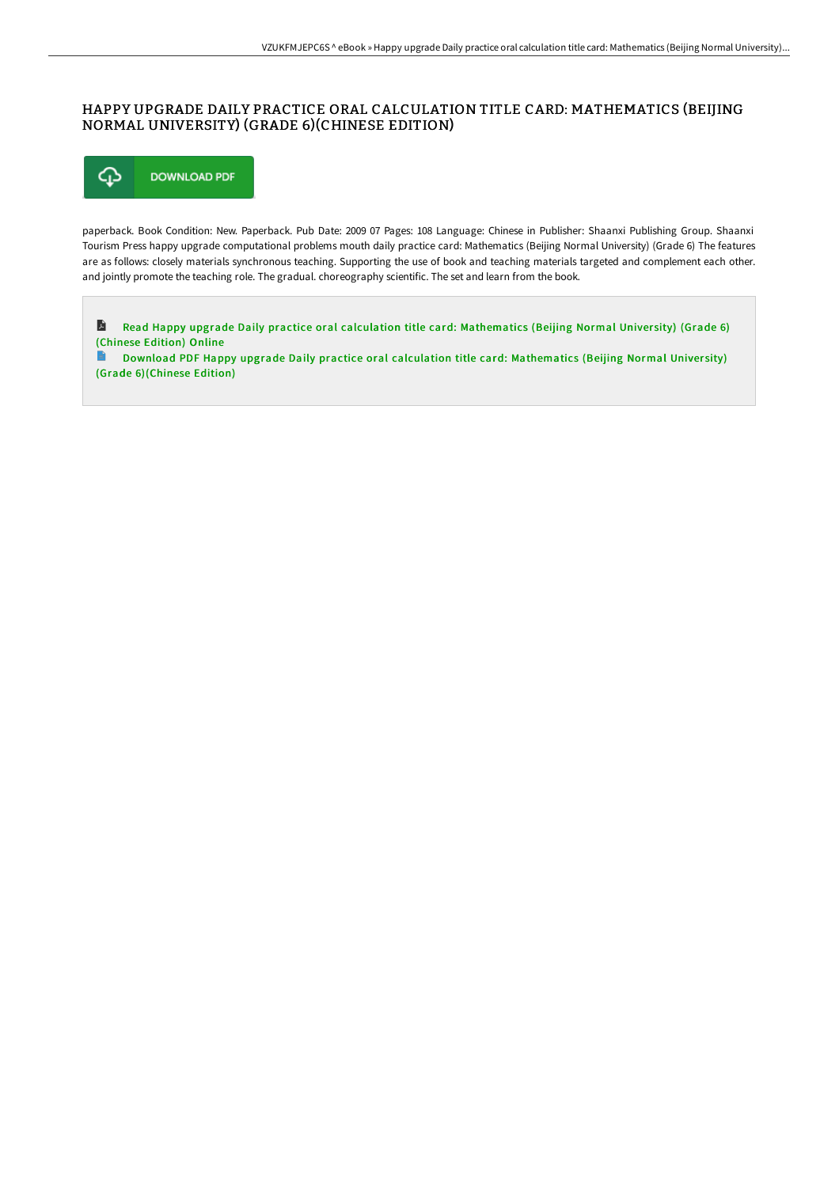# HAPPY UPGRADE DAILY PRACTICE ORAL CALCULATION TITLE CARD: MATHEMATICS (BEIJING NORMAL UNIVERSITY) (GRADE 6)(CHINESE EDITION)

DOWNLOAD PDF

paperback. Book Condition: New. Paperback. Pub Date: 2009 07 Pages: 108 Language: Chinese in Publisher: Shaanxi Publishing Group. Shaanxi Tourism Press happy upgrade computational problems mouth daily practice card: Mathematics (Beijing Normal University) (Grade 6) The features are as follows: closely materials synchronous teaching. Supporting the use of book and teaching materials targeted and complement each other. and jointly promote the teaching role. The gradual. choreography scientific. The set and learn from the book.

Read Happy upgrade Daily practice oral calculation title card: Mathematics (Beijing Normal University) (Grade 6) (Chinese Edition) Online

Download PDF Happy upgrade Daily practice oral calculation title card: Mathematics (Beijing Normal University) (Grade 6)(Chinese Edition)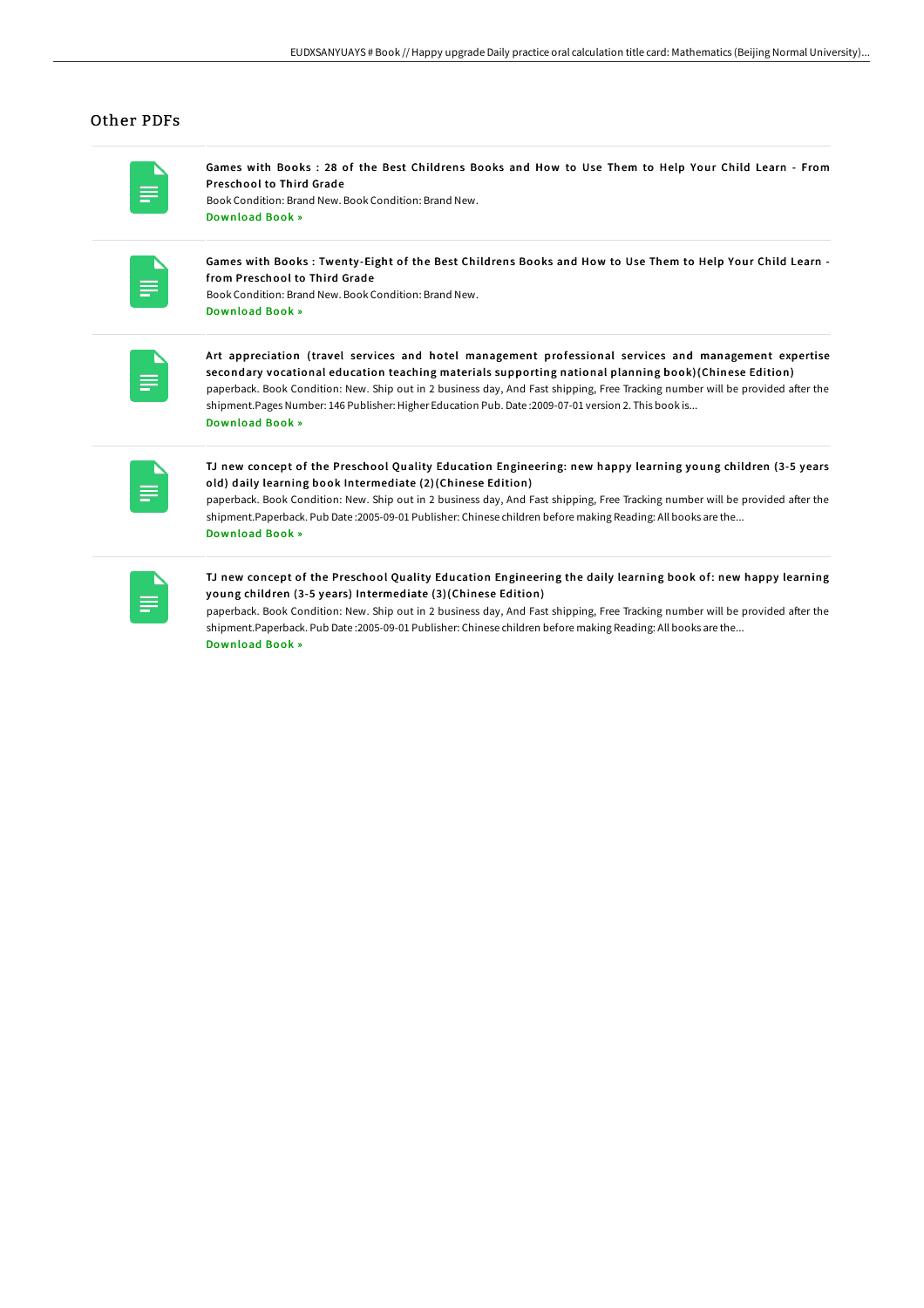## Other PDFs

**Games with Books : 28 of the Best Childrens Books and How to Use Them to Help Your Child Learn - From Preschool to Third Grade**

Book Condition: Brand New. Book Condition: Brand New.

Download Book »

**Games with Books : Twenty-Eight of the Best Childrens Books and How to Use Them to Help Your Child Learn - from Preschool to Third Grade**

Book Condition: Brand New. Book Condition: Brand New.

Download Book »

**Art appreciation (travel services and hotel management professional services and management expertise secondary vocational education teaching materials supporting national planning book)(Chinese Edition)**

paperback. Book Condition: New. Ship out in 2 business day, And Fast shipping, Free Tracking number will be provided after the shipment.Pages Number: 146 Publisher: Higher Education Pub. Date :2009-07-01 version 2. This book is...

Download Book »

**TJ new concept of the Preschool Quality Education Engineering: new happy learning young children (3-5 years old) daily learning book Intermediate (2)(Chinese Edition)**

paperback. Book Condition: New. Ship out in 2 business day, And Fast shipping, Free Tracking number will be provided after the shipment.Paperback. Pub Date :2005-09-01 Publisher: Chinese children before making Reading: All books are the...

Download Book »

**TJ new concept of the Preschool Quality Education Engineering the daily learning book of: new happy learning young children (3-5 years) Intermediate (3)(Chinese Edition)**

paperback. Book Condition: New. Ship out in 2 business day, And Fast shipping, Free Tracking number will be provided after the shipment.Paperback. Pub Date :2005-09-01 Publisher: Chinese children before making Reading: All books are the...

Download Book »